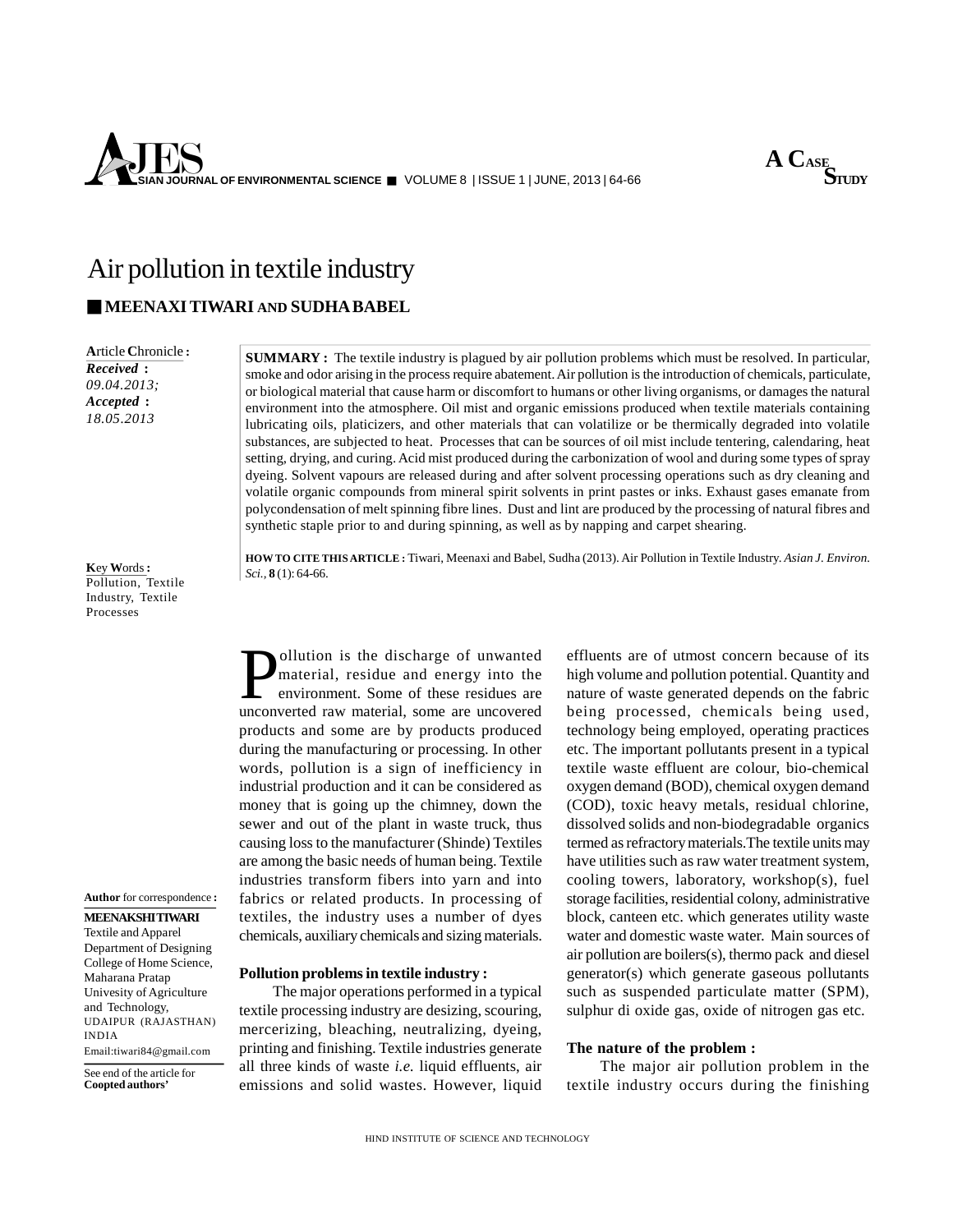A CASE STUDY

# Air pollution in textile industry

■ **MEENAXI TIWARI AND SUDHA BABEL**

**Article Chronicle :**
***Received*** **:**
*09.04.2013;*
***Accepted*** **:**
*18.05.2013*

**SUMMARY :** The textile industry is plagued by air pollution problems which must be resolved. In particular, smoke and odor arising in the process require abatement. Air pollution is the introduction of chemicals, particulate, or biological material that cause harm or discomfort to humans or other living organisms, or damages the natural environment into the atmosphere. Oil mist and organic emissions produced when textile materials containing lubricating oils, platicizers, and other materials that can volatilize or be thermically degraded into volatile substances, are subjected to heat. Processes that can be sources of oil mist include tentering, calendaring, heat setting, drying, and curing. Acid mist produced during the carbonization of wool and during some types of spray dyeing. Solvent vapours are released during and after solvent processing operations such as dry cleaning and volatile organic compounds from mineral spirit solvents in print pastes or inks. Exhaust gases emanate from polycondensation of melt spinning fibre lines. Dust and lint are produced by the processing of natural fibres and synthetic staple prior to and during spinning, as well as by napping and carpet shearing.

**HOW TO CITE THIS ARTICLE :** Tiwari, Meenaxi and Babel, Sudha (2013). Air Pollution in Textile Industry. *Asian J. Environ. Sci.*, **8** (1): 64-66.

**Key Words :**
Pollution, Textile Industry, Textile Processes

**Author** for correspondence **:**

**MEENAKSHI TIWARI**
Textile and Apparel Department of Designing College of Home Science, Maharana Pratap Univesity of Agriculture and Technology, UDAIPUR (RAJASTHAN) INDIA
Email:tiwari84@gmail.com

See end of the article for **Coopted authors'**

Pollution is the discharge of unwanted material, residue and energy into the environment. Some of these residues are unconverted raw material, some are uncovered products and some are by products produced during the manufacturing or processing. In other words, pollution is a sign of inefficiency in industrial production and it can be considered as money that is going up the chimney, down the sewer and out of the plant in waste truck, thus causing loss to the manufacturer (Shinde) Textiles are among the basic needs of human being. Textile industries transform fibers into yarn and into fabrics or related products. In processing of textiles, the industry uses a number of dyes chemicals, auxiliary chemicals and sizing materials.

### Pollution problems in textile industry :

The major operations performed in a typical textile processing industry are desizing, scouring, mercerizing, bleaching, neutralizing, dyeing, printing and finishing. Textile industries generate all three kinds of waste *i.e.* liquid effluents, air emissions and solid wastes. However, liquid effluents are of utmost concern because of its high volume and pollution potential. Quantity and nature of waste generated depends on the fabric being processed, chemicals being used, technology being employed, operating practices etc. The important pollutants present in a typical textile waste effluent are colour, bio-chemical oxygen demand (BOD), chemical oxygen demand (COD), toxic heavy metals, residual chlorine, dissolved solids and non-biodegradable organics termed as refractory materials.The textile units may have utilities such as raw water treatment system, cooling towers, laboratory, workshop(s), fuel storage facilities, residential colony, administrative block, canteen etc. which generates utility waste water and domestic waste water. Main sources of air pollution are boilers(s), thermo pack and diesel generator(s) which generate gaseous pollutants such as suspended particulate matter (SPM), sulphur di oxide gas, oxide of nitrogen gas etc.

### The nature of the problem :

The major air pollution problem in the textile industry occurs during the finishing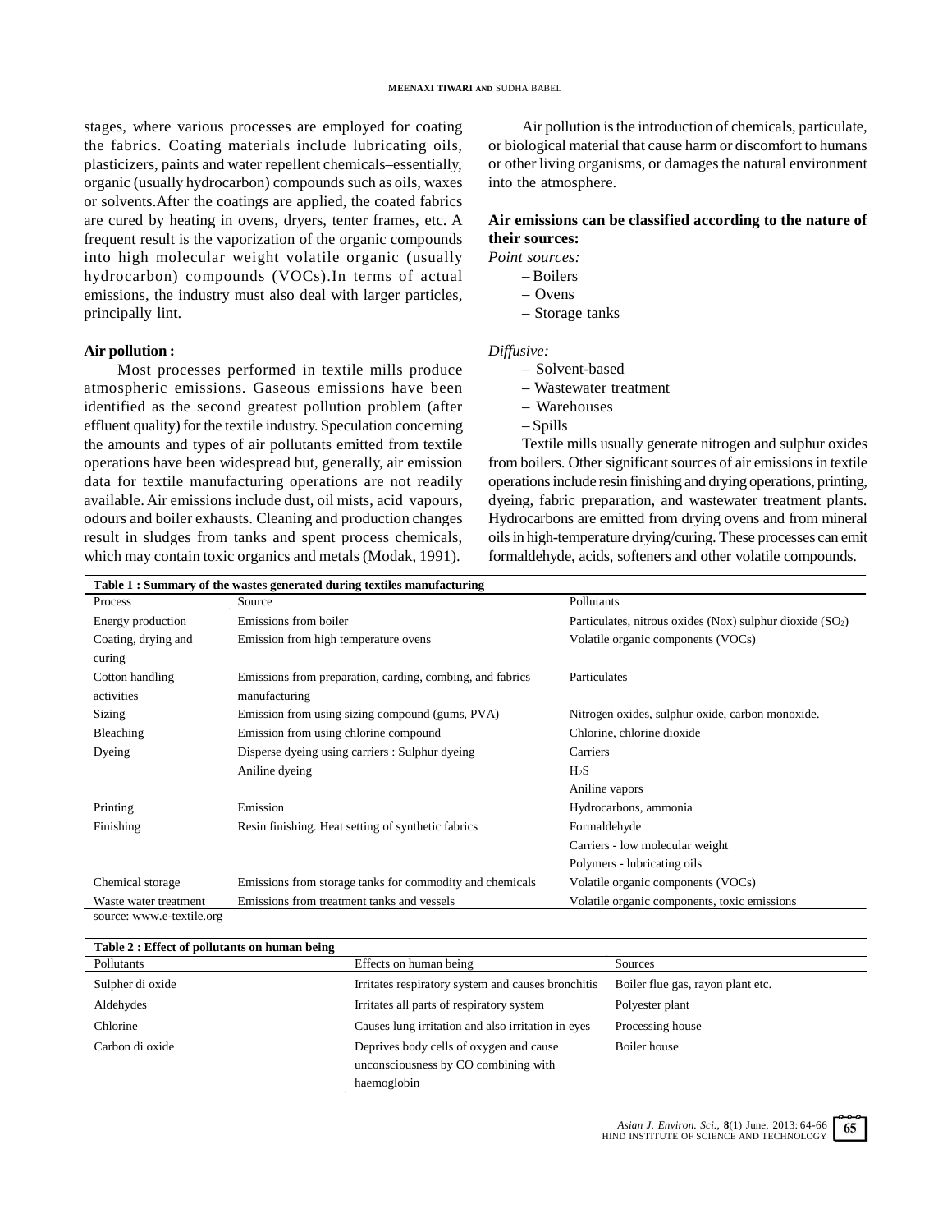stages, where various processes are employed for coating the fabrics. Coating materials include lubricating oils, plasticizers, paints and water repellent chemicals–essentially, organic (usually hydrocarbon) compounds such as oils, waxes or solvents.After the coatings are applied, the coated fabrics are cured by heating in ovens, dryers, tenter frames, etc. A frequent result is the vaporization of the organic compounds into high molecular weight volatile organic (usually hydrocarbon) compounds (VOCs).In terms of actual emissions, the industry must also deal with larger particles, principally lint.

**Air pollution :**

Most processes performed in textile mills produce atmospheric emissions. Gaseous emissions have been identified as the second greatest pollution problem (after effluent quality) for the textile industry. Speculation concerning the amounts and types of air pollutants emitted from textile operations have been widespread but, generally, air emission data for textile manufacturing operations are not readily available. Air emissions include dust, oil mists, acid vapours, odours and boiler exhausts. Cleaning and production changes result in sludges from tanks and spent process chemicals, which may contain toxic organics and metals (Modak, 1991).

Air pollution is the introduction of chemicals, particulate, or biological material that cause harm or discomfort to humans or other living organisms, or damages the natural environment into the atmosphere.

**Air emissions can be classified according to the nature of their sources:**

*Point sources:*

- Boilers
- Ovens
- Storage tanks

*Diffusive:*

- Solvent-based
- Wastewater treatment
- Warehouses
- Spills

Textile mills usually generate nitrogen and sulphur oxides from boilers. Other significant sources of air emissions in textile operations include resin finishing and drying operations, printing, dyeing, fabric preparation, and wastewater treatment plants. Hydrocarbons are emitted from drying ovens and from mineral oils in high-temperature drying/curing. These processes can emit formaldehyde, acids, softeners and other volatile compounds.

**Table 1 : Summary of the wastes generated during textiles manufacturing**

| Process | Source | Pollutants |
|---|---|---|
| Energy production | Emissions from boiler | Particulates, nitrous oxides (Nox) sulphur dioxide ($SO_2$) |
| Coating, drying and curing | Emission from high temperature ovens | Volatile organic components (VOCs) |
| Cotton handling activities | Emissions from preparation, carding, combing, and fabrics manufacturing | Particulates |
| Sizing | Emission from using sizing compound (gums, PVA) | Nitrogen oxides, sulphur oxide, carbon monoxide. |
| Bleaching | Emission from using chlorine compound | Chlorine, chlorine dioxide |
| Dyeing | Disperse dyeing using carriers : Sulphur dyeing | Carriers |
| | Aniline dyeing | $H_2S$ |
| | | Aniline vapors |
| Printing | Emission | Hydrocarbons, ammonia |
| Finishing | Resin finishing. Heat setting of synthetic fabrics | Formaldehyde |
| | | Carriers - low molecular weight |
| | | Polymers - lubricating oils |
| Chemical storage | Emissions from storage tanks for commodity and chemicals | Volatile organic components (VOCs) |
| Waste water treatment | Emissions from treatment tanks and vessels | Volatile organic components, toxic emissions |

source: www.e-textile.org

**Table 2 : Effect of pollutants on human being**

| Pollutants | Effects on human being | Sources |
|---|---|---|
| Sulpher di oxide | Irritates respiratory system and causes bronchitis | Boiler flue gas, rayon plant etc. |
| Aldehydes | Irritates all parts of respiratory system | Polyester plant |
| Chlorine | Causes lung irritation and also irritation in eyes | Processing house |
| Carbon di oxide | Deprives body cells of oxygen and cause unconsciousness by CO combining with haemoglobin | Boiler house |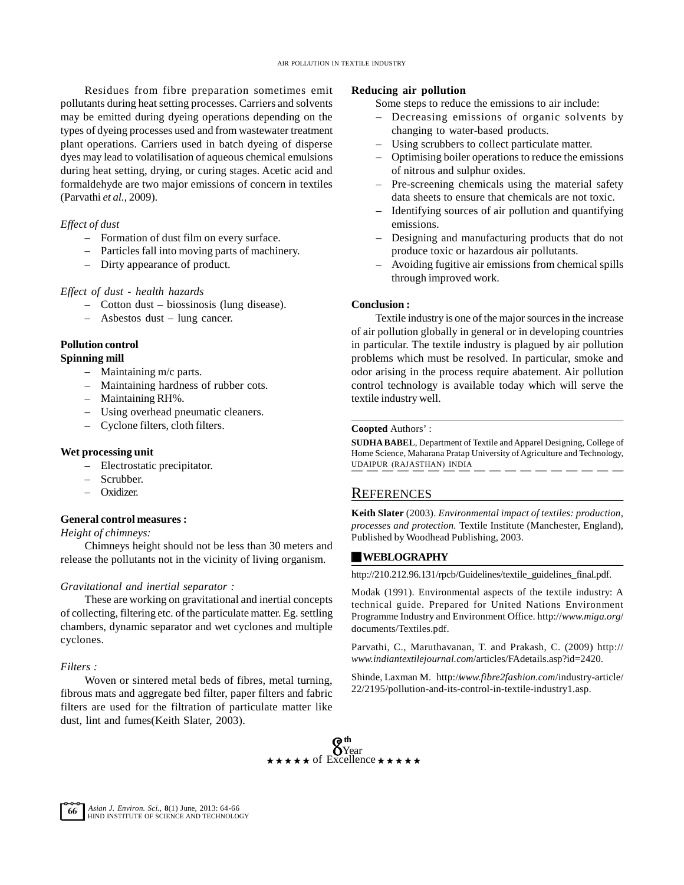Residues from fibre preparation sometimes emit pollutants during heat setting processes. Carriers and solvents may be emitted during dyeing operations depending on the types of dyeing processes used and from wastewater treatment plant operations. Carriers used in batch dyeing of disperse dyes may lead to volatilisation of aqueous chemical emulsions during heat setting, drying, or curing stages. Acetic acid and formaldehyde are two major emissions of concern in textiles (Parvathi *et al.*, 2009).

*Effect of dust*

- Formation of dust film on every surface.
- Particles fall into moving parts of machinery.
- Dirty appearance of product.

*Effect of dust - health hazards*

- Cotton dust – biossinosis (lung disease).
- Asbestos dust – lung cancer.

**Pollution control**

**Spinning mill**

- Maintaining m/c parts.
- Maintaining hardness of rubber cots.
- Maintaining RH%.
- Using overhead pneumatic cleaners.
- Cyclone filters, cloth filters.

**Wet processing unit**

- Electrostatic precipitator.
- Scrubber.
- Oxidizer.

**General control measures :**

*Height of chimneys:*

Chimneys height should not be less than 30 meters and release the pollutants not in the vicinity of living organism.

*Gravitational and inertial separator :*

These are working on gravitational and inertial concepts of collecting, filtering etc. of the particulate matter. Eg. settling chambers, dynamic separator and wet cyclones and multiple cyclones.

*Filters :*

Woven or sintered metal beds of fibres, metal turning, fibrous mats and aggregate bed filter, paper filters and fabric filters are used for the filtration of particulate matter like dust, lint and fumes(Keith Slater, 2003).

**Reducing air pollution**

Some steps to reduce the emissions to air include:

- Decreasing emissions of organic solvents by changing to water-based products.
- Using scrubbers to collect particulate matter.
- Optimising boiler operations to reduce the emissions of nitrous and sulphur oxides.
- Pre-screening chemicals using the material safety data sheets to ensure that chemicals are not toxic.
- Identifying sources of air pollution and quantifying emissions.
- Designing and manufacturing products that do not produce toxic or hazardous air pollutants.
- Avoiding fugitive air emissions from chemical spills through improved work.

**Conclusion :**

Textile industry is one of the major sources in the increase of air pollution globally in general or in developing countries in particular. The textile industry is plagued by air pollution problems which must be resolved. In particular, smoke and odor arising in the process require abatement. Air pollution control technology is available today which will serve the textile industry well.

**Coopted** Authors' :

**SUDHA BABEL**, Department of Textile and Apparel Designing, College of Home Science, Maharana Pratap University of Agriculture and Technology, UDAIPUR (RAJASTHAN) INDIA

## REFERENCES

**Keith Slater** (2003). *Environmental impact of textiles: production, processes and protection.* Textile Institute (Manchester, England), Published by Woodhead Publishing, 2003.

## WEBLOGRAPHY

http://210.212.96.131/rpcb/Guidelines/textile_guidelines_final.pdf.

Modak (1991). Environmental aspects of the textile industry: A technical guide. Prepared for United Nations Environment Programme Industry and Environment Office. http://*www.miga.org*/documents/Textiles.pdf.

Parvathi, C., Maruthavanan, T. and Prakash, C. (2009) http://*www.indiantextilejournal.com*/articles/FAdetails.asp?id=2420.

Shinde, Laxman M. http://*www.fibre2fashion.com*/industry-article/22/2195/pollution-and-its-control-in-textile-industry1.asp.

8th Year ★★★★★ of Excellence ★★★★★